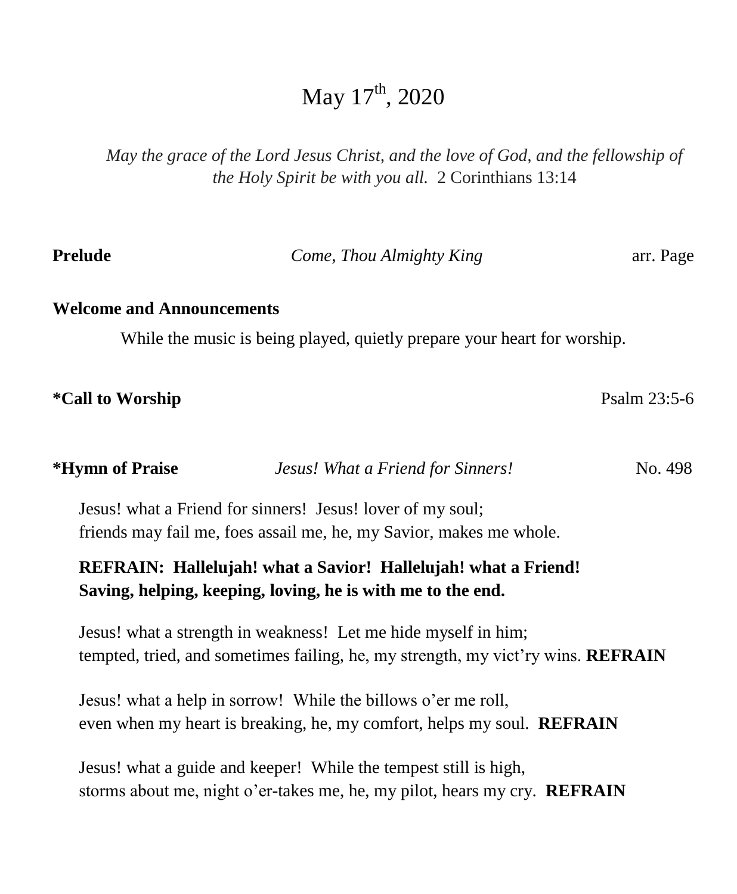# May 17th, 2020

*May the grace of the Lord Jesus Christ, and the love of God, and the fellowship of the Holy Spirit be with you all.* 2 Corinthians 13:14

**Prelude** *Come, Thou Almighty King* arr. Page

**Welcome and Announcements**

While the music is being played, quietly prepare your heart for worship.

**\*Call to Worship** Psalm 23:5-6

**\*Hymn of Praise** *Jesus! What a Friend for Sinners!* No. 498

Jesus! what a Friend for sinners! Jesus! lover of my soul;
friends may fail me, foes assail me, he, my Savior, makes me whole.

**REFRAIN: Hallelujah! what a Savior! Hallelujah! what a Friend!**
**Saving, helping, keeping, loving, he is with me to the end.**

Jesus! what a strength in weakness! Let me hide myself in him;
tempted, tried, and sometimes failing, he, my strength, my vict'ry wins. **REFRAIN**

Jesus! what a help in sorrow! While the billows o'er me roll,
even when my heart is breaking, he, my comfort, helps my soul. **REFRAIN**

Jesus! what a guide and keeper! While the tempest still is high,
storms about me, night o'er-takes me, he, my pilot, hears my cry. **REFRAIN**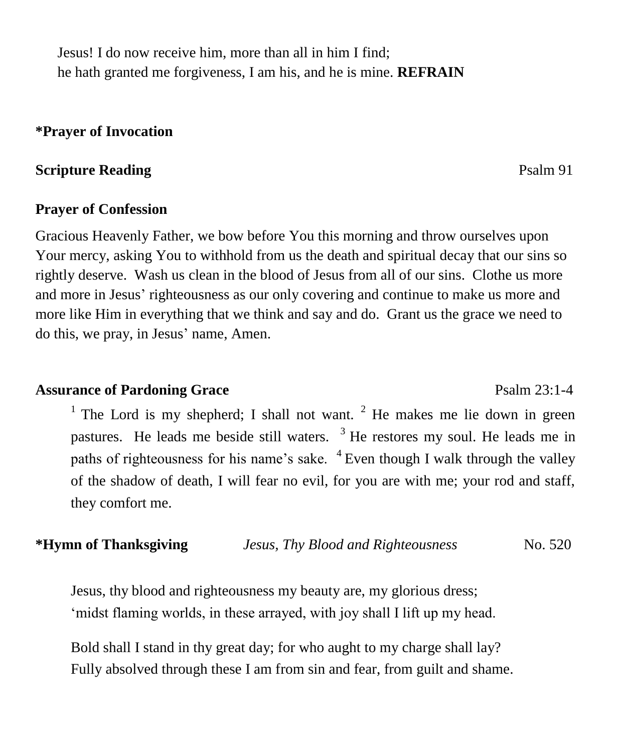Jesus! I do now receive him, more than all in him I find;
he hath granted me forgiveness, I am his, and he is mine. **REFRAIN**

**\*Prayer of Invocation**

**Scripture Reading** Psalm 91

**Prayer of Confession**

Gracious Heavenly Father, we bow before You this morning and throw ourselves upon Your mercy, asking You to withhold from us the death and spiritual decay that our sins so rightly deserve. Wash us clean in the blood of Jesus from all of our sins. Clothe us more and more in Jesus' righteousness as our only covering and continue to make us more and more like Him in everything that we think and say and do. Grant us the grace we need to do this, we pray, in Jesus' name, Amen.

**Assurance of Pardoning Grace** Psalm 23:1-4

> [1] The Lord is my shepherd; I shall not want. [2] He makes me lie down in green pastures. He leads me beside still waters. [3] He restores my soul. He leads me in paths of righteousness for his name's sake. [4] Even though I walk through the valley of the shadow of death, I will fear no evil, for you are with me; your rod and staff, they comfort me.

**\*Hymn of Thanksgiving** *Jesus, Thy Blood and Righteousness* No. 520

Jesus, thy blood and righteousness my beauty are, my glorious dress;
'midst flaming worlds, in these arrayed, with joy shall I lift up my head.

Bold shall I stand in thy great day; for who aught to my charge shall lay?
Fully absolved through these I am from sin and fear, from guilt and shame.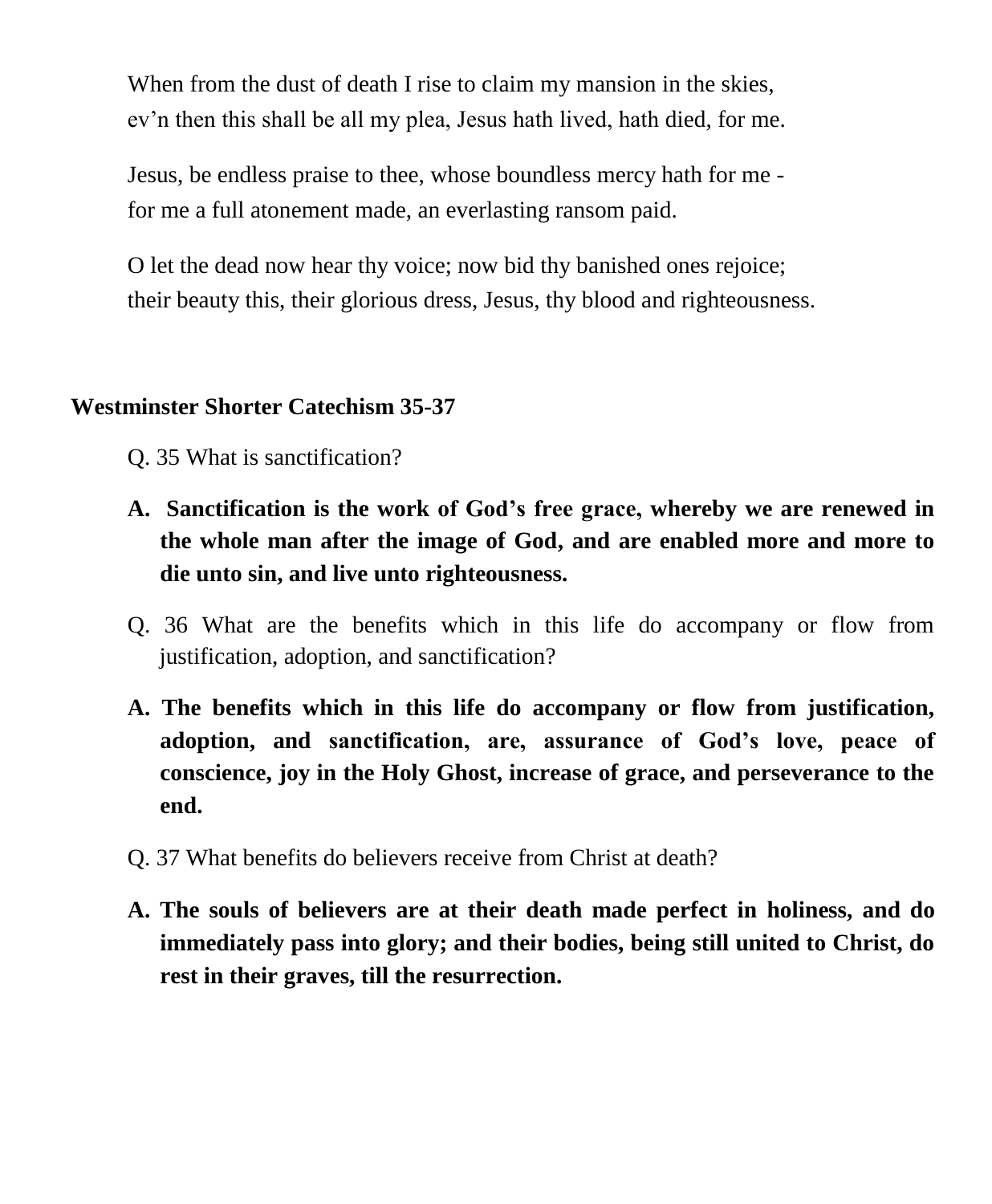When from the dust of death I rise to claim my mansion in the skies,
ev'n then this shall be all my plea, Jesus hath lived, hath died, for me.

Jesus, be endless praise to thee, whose boundless mercy hath for me -
for me a full atonement made, an everlasting ransom paid.

O let the dead now hear thy voice; now bid thy banished ones rejoice;
their beauty this, their glorious dress, Jesus, thy blood and righteousness.

**Westminster Shorter Catechism 35-37**

Q. 35 What is sanctification?

**A. Sanctification is the work of God's free grace, whereby we are renewed in the whole man after the image of God, and are enabled more and more to die unto sin, and live unto righteousness.**

Q. 36 What are the benefits which in this life do accompany or flow from justification, adoption, and sanctification?

**A. The benefits which in this life do accompany or flow from justification, adoption, and sanctification, are, assurance of God's love, peace of conscience, joy in the Holy Ghost, increase of grace, and perseverance to the end.**

Q. 37 What benefits do believers receive from Christ at death?

**A. The souls of believers are at their death made perfect in holiness, and do immediately pass into glory; and their bodies, being still united to Christ, do rest in their graves, till the resurrection.**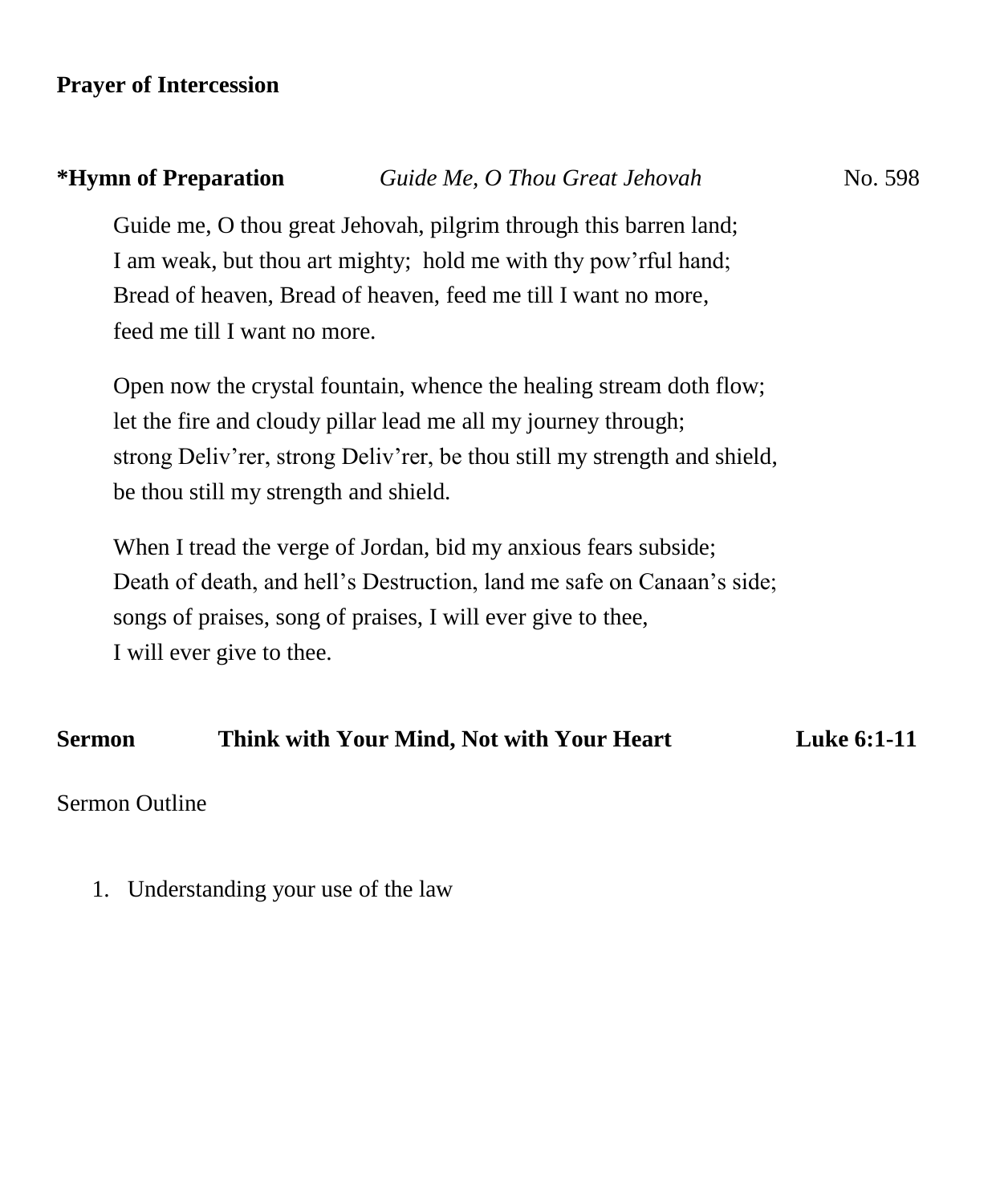**Prayer of Intercession**

**\*Hymn of Preparation** *Guide Me, O Thou Great Jehovah* No. 598

Guide me, O thou great Jehovah, pilgrim through this barren land;
I am weak, but thou art mighty; hold me with thy pow'rful hand;
Bread of heaven, Bread of heaven, feed me till I want no more,
feed me till I want no more.

Open now the crystal fountain, whence the healing stream doth flow;
let the fire and cloudy pillar lead me all my journey through;
strong Deliv'rer, strong Deliv'rer, be thou still my strength and shield,
be thou still my strength and shield.

When I tread the verge of Jordan, bid my anxious fears subside;
Death of death, and hell's Destruction, land me safe on Canaan's side;
songs of praises, song of praises, I will ever give to thee,
I will ever give to thee.

**Sermon** **Think with Your Mind, Not with Your Heart** **Luke 6:1-11**

Sermon Outline

1. Understanding your use of the law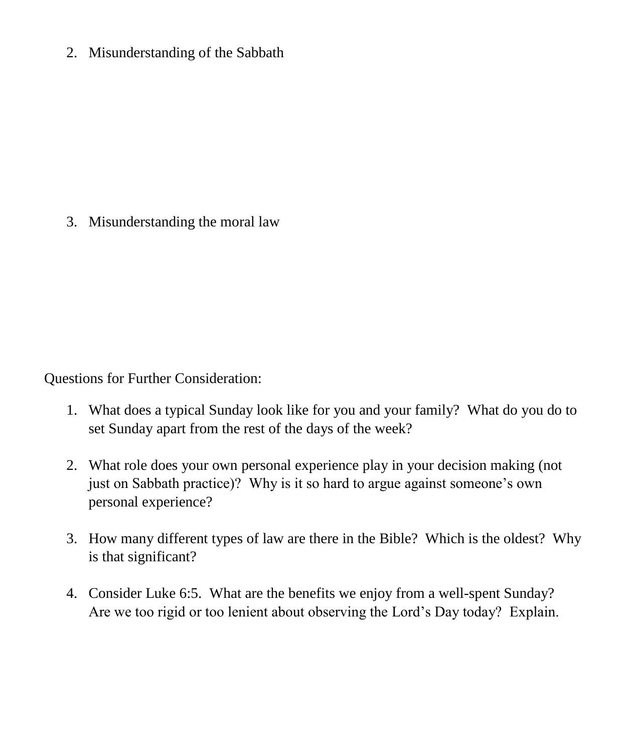2. Misunderstanding of the Sabbath

3. Misunderstanding the moral law

Questions for Further Consideration:

1. What does a typical Sunday look like for you and your family? What do you do to set Sunday apart from the rest of the days of the week?

2. What role does your own personal experience play in your decision making (not just on Sabbath practice)? Why is it so hard to argue against someone's own personal experience?

3. How many different types of law are there in the Bible? Which is the oldest? Why is that significant?

4. Consider Luke 6:5. What are the benefits we enjoy from a well-spent Sunday? Are we too rigid or too lenient about observing the Lord's Day today? Explain.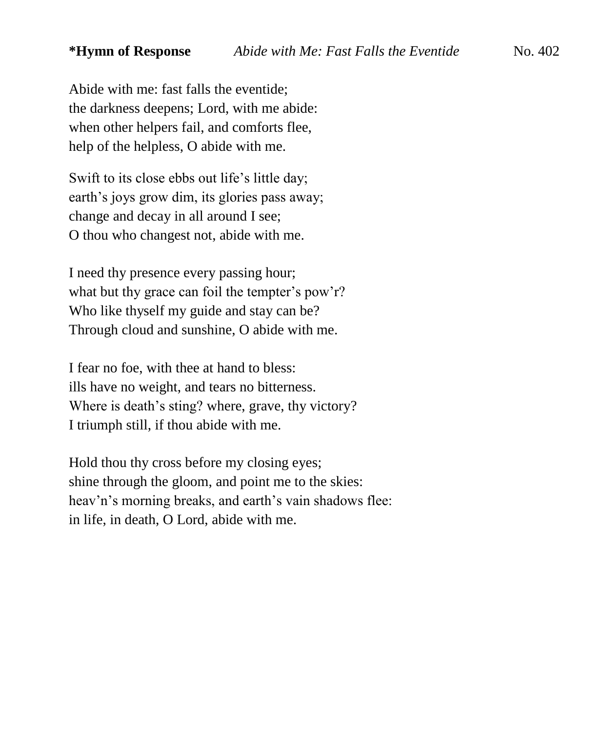**\*Hymn of Response** *Abide with Me: Fast Falls the Eventide* No. 402

Abide with me: fast falls the eventide;
the darkness deepens; Lord, with me abide:
when other helpers fail, and comforts flee,
help of the helpless, O abide with me.

Swift to its close ebbs out life's little day;
earth's joys grow dim, its glories pass away;
change and decay in all around I see;
O thou who changest not, abide with me.

I need thy presence every passing hour;
what but thy grace can foil the tempter's pow'r?
Who like thyself my guide and stay can be?
Through cloud and sunshine, O abide with me.

I fear no foe, with thee at hand to bless:
ills have no weight, and tears no bitterness.
Where is death's sting? where, grave, thy victory?
I triumph still, if thou abide with me.

Hold thou thy cross before my closing eyes;
shine through the gloom, and point me to the skies:
heav'n's morning breaks, and earth's vain shadows flee:
in life, in death, O Lord, abide with me.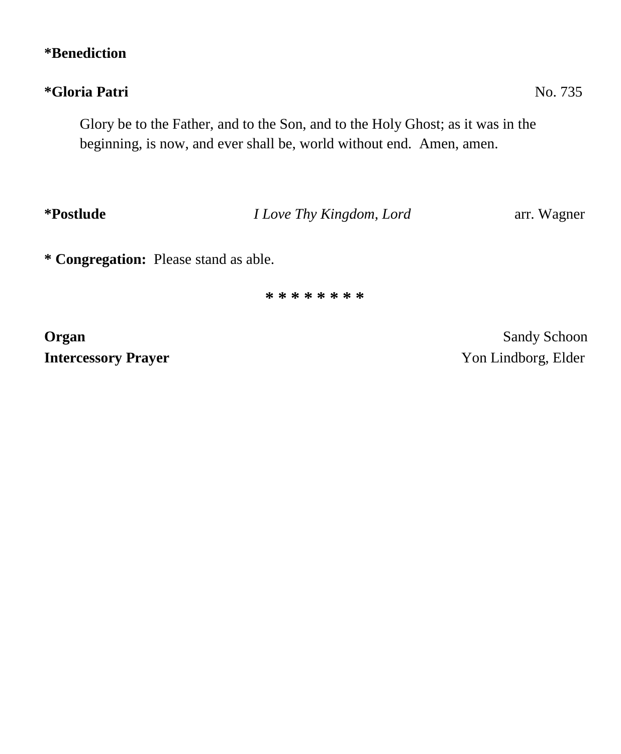**\*Benediction**

**\*Gloria Patri** No. 735

Glory be to the Father, and to the Son, and to the Holy Ghost; as it was in the beginning, is now, and ever shall be, world without end. Amen, amen.

**\*Postlude** *I Love Thy Kingdom, Lord* arr. Wagner

**\* Congregation:** Please stand as able.

\* \* \* \* \* \* \* \*

**Organ** Sandy Schoon
**Intercessory Prayer** Yon Lindborg, Elder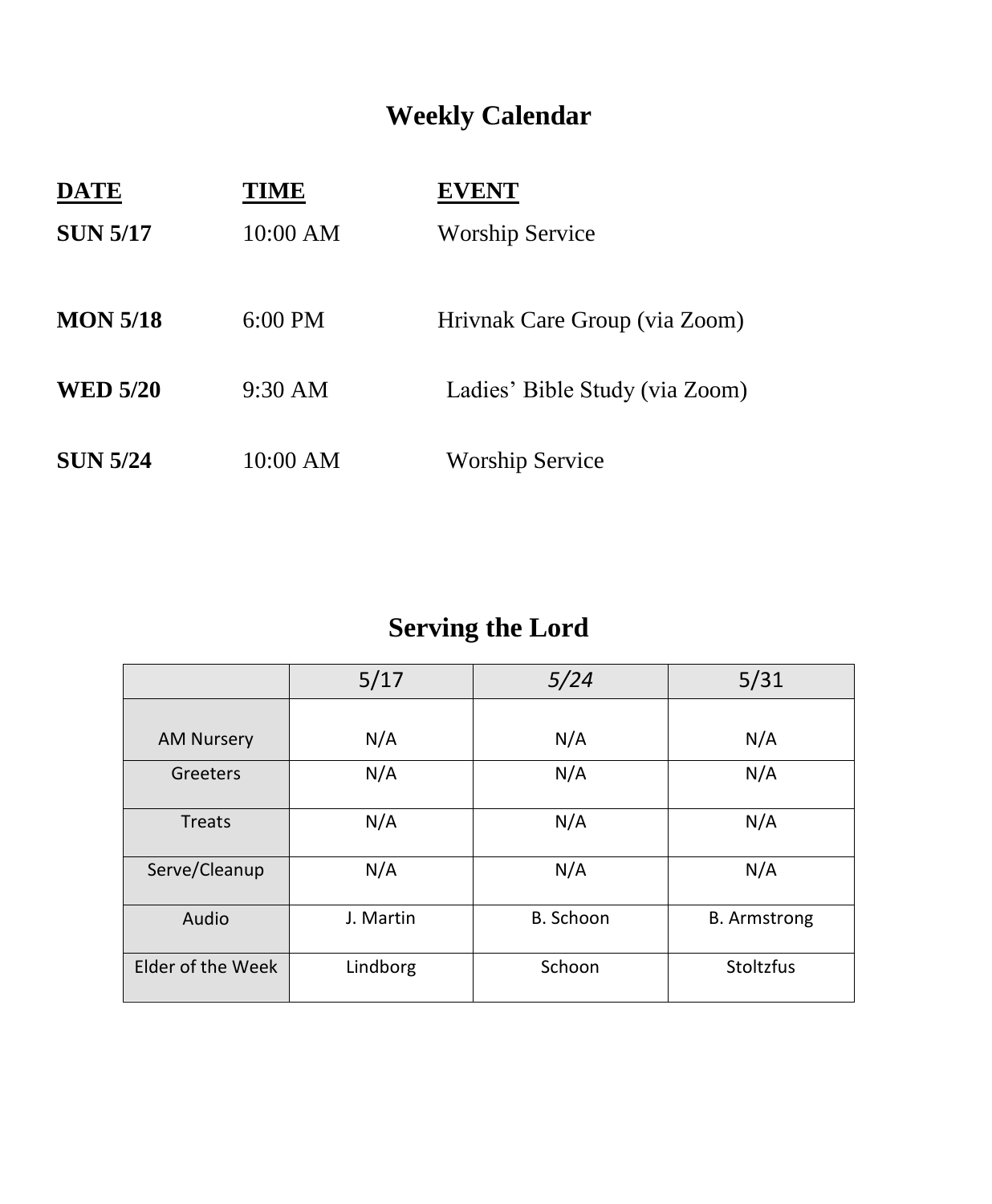## Weekly Calendar

| DATE | TIME | EVENT |
|---|---|---|
| **SUN 5/17** | 10:00 AM | Worship Service |
| **MON 5/18** | 6:00 PM | Hrivnak Care Group (via Zoom) |
| **WED 5/20** | 9:30 AM | Ladies' Bible Study (via Zoom) |
| **SUN 5/24** | 10:00 AM | Worship Service |

## Serving the Lord

| | 5/17 | *5/24* | 5/31 |
|---|---|---|---|
| AM Nursery | N/A | N/A | N/A |
| Greeters | N/A | N/A | N/A |
| Treats | N/A | N/A | N/A |
| Serve/Cleanup | N/A | N/A | N/A |
| Audio | J. Martin | B. Schoon | B. Armstrong |
| Elder of the Week | Lindborg | Schoon | Stoltzfus |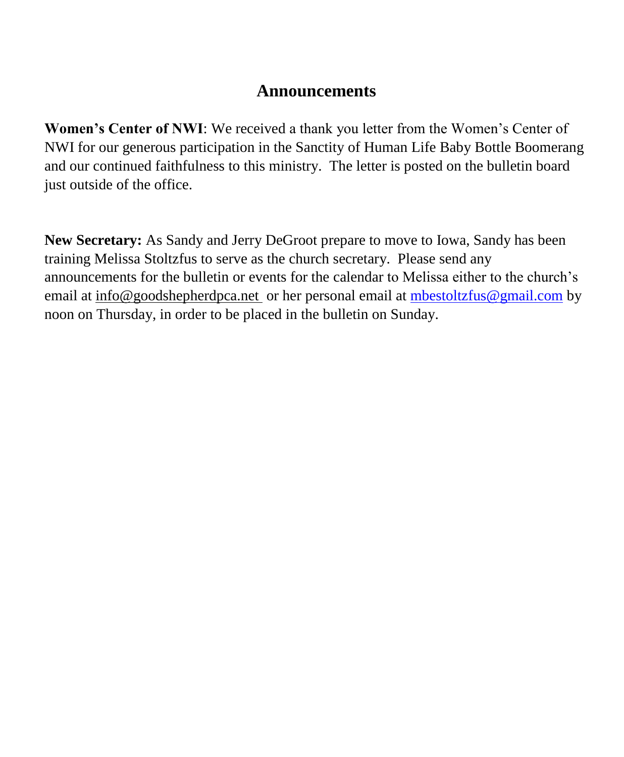## Announcements

**Women's Center of NWI**: We received a thank you letter from the Women's Center of NWI for our generous participation in the Sanctity of Human Life Baby Bottle Boomerang and our continued faithfulness to this ministry. The letter is posted on the bulletin board just outside of the office.

**New Secretary:** As Sandy and Jerry DeGroot prepare to move to Iowa, Sandy has been training Melissa Stoltzfus to serve as the church secretary. Please send any announcements for the bulletin or events for the calendar to Melissa either to the church's email at info@goodshepherdpca.net or her personal email at mbestoltzfus@gmail.com by noon on Thursday, in order to be placed in the bulletin on Sunday.